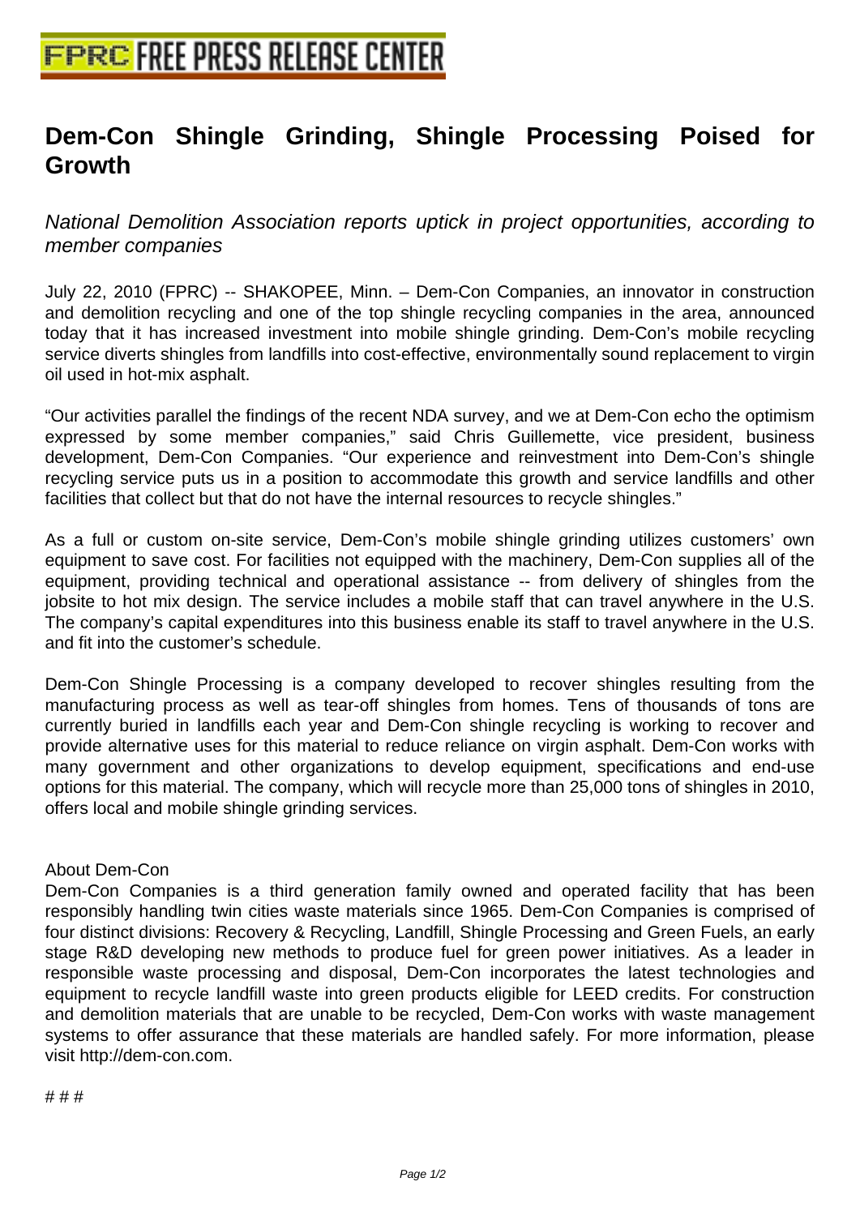# Dem-Con Shingle Grinding, Shingle Processing Poised for Growth

*National Demolition Association reports uptick in project opportunities, according to member companies*

July 22, 2010 (FPRC) -- SHAKOPEE, Minn. – Dem-Con Companies, an innovator in construction and demolition recycling and one of the top shingle recycling companies in the area, announced today that it has increased investment into mobile shingle grinding. Dem-Con's mobile recycling service diverts shingles from landfills into cost-effective, environmentally sound replacement to virgin oil used in hot-mix asphalt.

"Our activities parallel the findings of the recent NDA survey, and we at Dem-Con echo the optimism expressed by some member companies," said Chris Guillemette, vice president, business development, Dem-Con Companies. "Our experience and reinvestment into Dem-Con's shingle recycling service puts us in a position to accommodate this growth and service landfills and other facilities that collect but that do not have the internal resources to recycle shingles."

As a full or custom on-site service, Dem-Con's mobile shingle grinding utilizes customers' own equipment to save cost. For facilities not equipped with the machinery, Dem-Con supplies all of the equipment, providing technical and operational assistance -- from delivery of shingles from the jobsite to hot mix design. The service includes a mobile staff that can travel anywhere in the U.S. The company's capital expenditures into this business enable its staff to travel anywhere in the U.S. and fit into the customer's schedule.

Dem-Con Shingle Processing is a company developed to recover shingles resulting from the manufacturing process as well as tear-off shingles from homes. Tens of thousands of tons are currently buried in landfills each year and Dem-Con shingle recycling is working to recover and provide alternative uses for this material to reduce reliance on virgin asphalt. Dem-Con works with many government and other organizations to develop equipment, specifications and end-use options for this material. The company, which will recycle more than 25,000 tons of shingles in 2010, offers local and mobile shingle grinding services.

About Dem-Con

Dem-Con Companies is a third generation family owned and operated facility that has been responsibly handling twin cities waste materials since 1965. Dem-Con Companies is comprised of four distinct divisions: Recovery & Recycling, Landfill, Shingle Processing and Green Fuels, an early stage R&D developing new methods to produce fuel for green power initiatives. As a leader in responsible waste processing and disposal, Dem-Con incorporates the latest technologies and equipment to recycle landfill waste into green products eligible for LEED credits. For construction and demolition materials that are unable to be recycled, Dem-Con works with waste management systems to offer assurance that these materials are handled safely. For more information, please visit http://dem-con.com.

# # #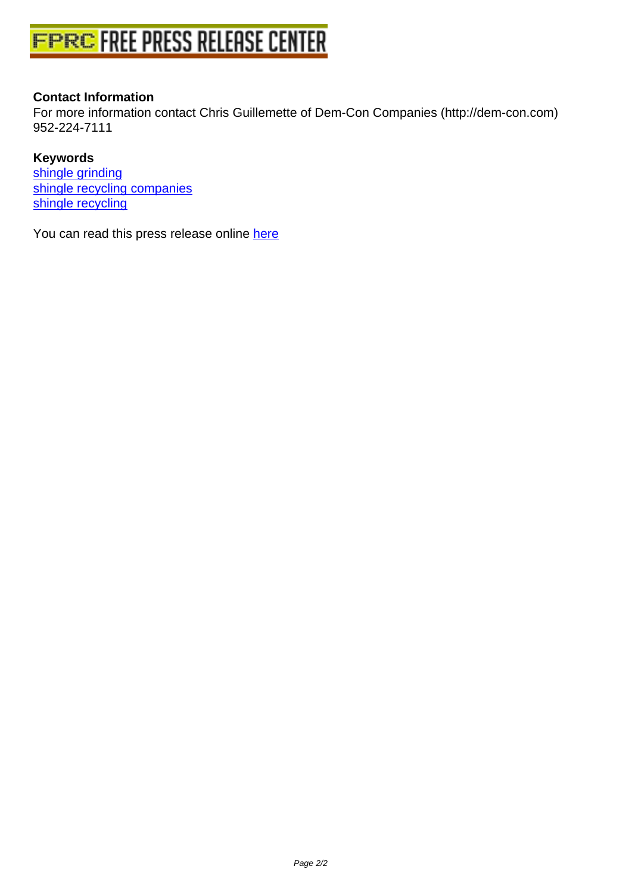FPRC FREE PRESS RELEASE CENTER

**Contact Information**
For more information contact Chris Guillemette of Dem-Con Companies (http://dem-con.com)
952-224-7111

**Keywords**
shingle grinding
shingle recycling companies
shingle recycling

You can read this press release online here